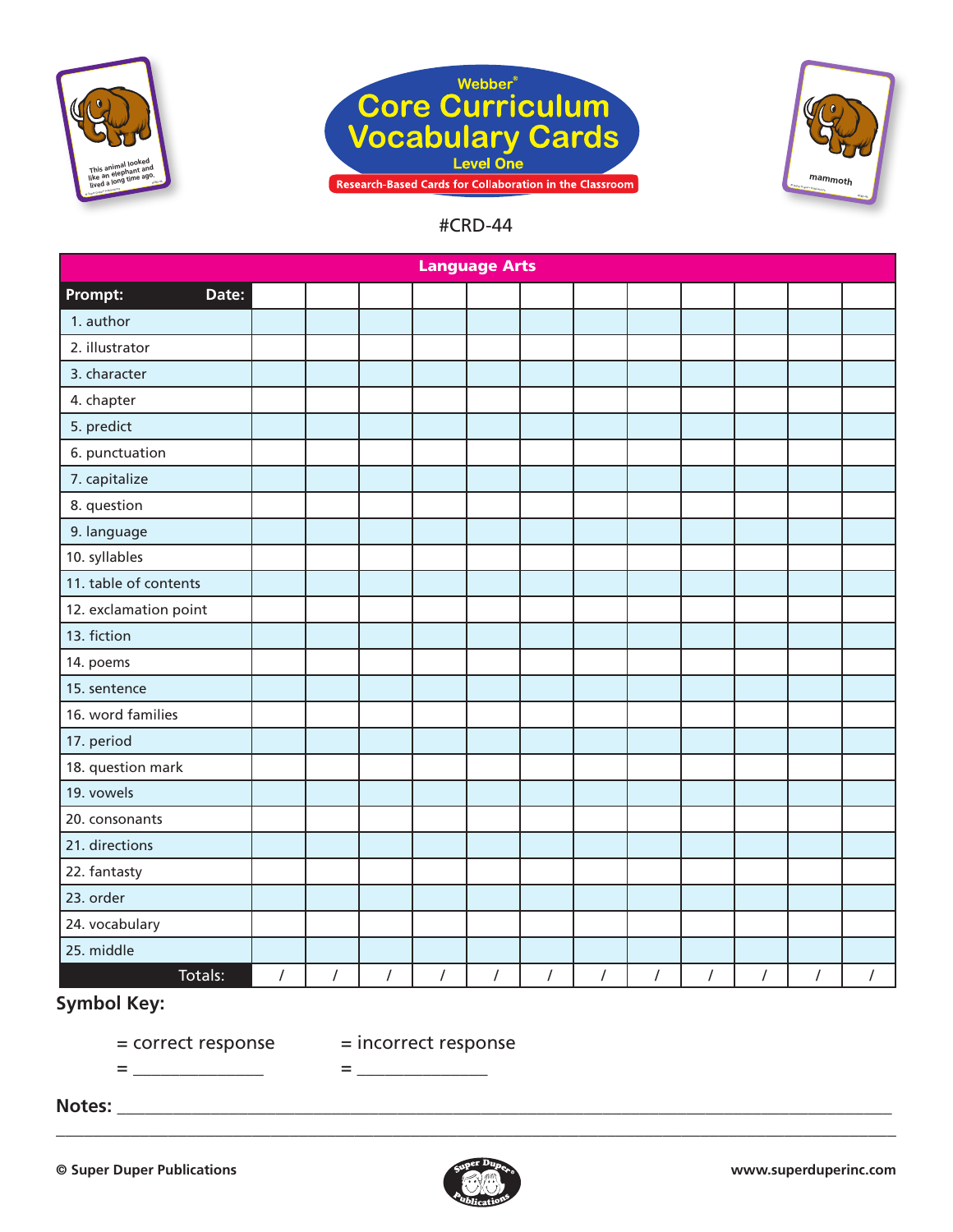Webber®

# Core Curriculum Vocabulary Cards

Level One

Research-Based Cards for Collaboration in the Classroom

This animal looked like an elephant and lived a long time ago.

mammoth

#CRD-44

| Language Arts | | | | | | | | | | | | |
|---|---|---|---|---|---|---|---|---|---|---|---|---|
| **Prompt: Date:** | | | | | | | | | | | | |
| 1. author | | | | | | | | | | | | |
| 2. illustrator | | | | | | | | | | | | |
| 3. character | | | | | | | | | | | | |
| 4. chapter | | | | | | | | | | | | |
| 5. predict | | | | | | | | | | | | |
| 6. punctuation | | | | | | | | | | | | |
| 7. capitalize | | | | | | | | | | | | |
| 8. question | | | | | | | | | | | | |
| 9. language | | | | | | | | | | | | |
| 10. syllables | | | | | | | | | | | | |
| 11. table of contents | | | | | | | | | | | | |
| 12. exclamation point | | | | | | | | | | | | |
| 13. fiction | | | | | | | | | | | | |
| 14. poems | | | | | | | | | | | | |
| 15. sentence | | | | | | | | | | | | |
| 16. word families | | | | | | | | | | | | |
| 17. period | | | | | | | | | | | | |
| 18. question mark | | | | | | | | | | | | |
| 19. vowels | | | | | | | | | | | | |
| 20. consonants | | | | | | | | | | | | |
| 21. directions | | | | | | | | | | | | |
| 22. fantasty | | | | | | | | | | | | |
| 23. order | | | | | | | | | | | | |
| 24. vocabulary | | | | | | | | | | | | |
| 25. middle | | | | | | | | | | | | |
| Totals: | / | / | / | / | / | / | / | / | / | / | / | / |

**Symbol Key:**

= correct response = incorrect response

= _______________ = _______________

**Notes:** ______________________________________________________________________________

______________________________________________________________________________

**© Super Duper Publications** **www.superduperinc.com**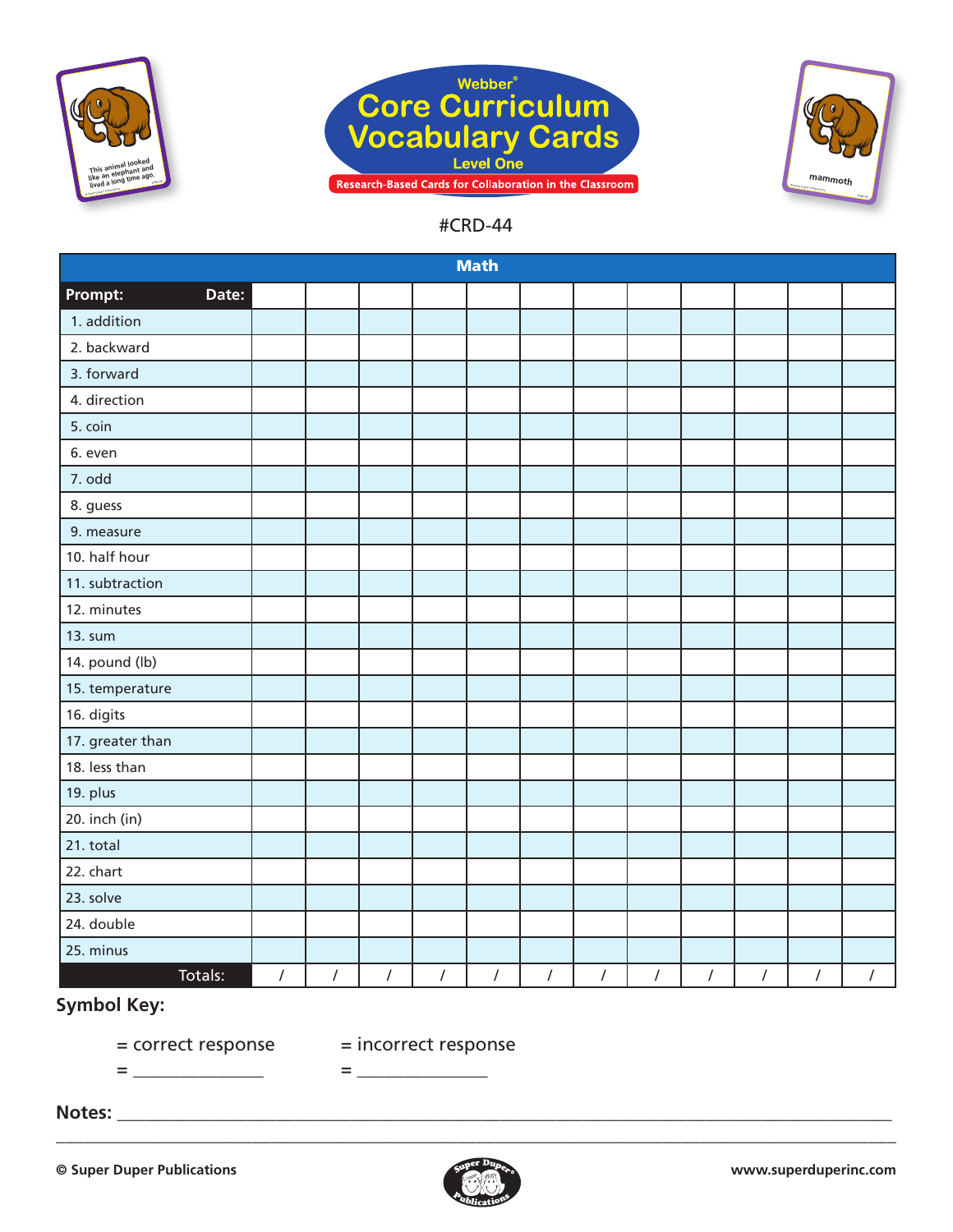Webber®

# Core Curriculum Vocabulary Cards

Level One

Research-Based Cards for Collaboration in the Classroom

#CRD-44

| Math | | | | | | | | | | | | |
|---|---|---|---|---|---|---|---|---|---|---|---|---|
| **Prompt: Date:** | | | | | | | | | | | | |
| 1. addition | | | | | | | | | | | | |
| 2. backward | | | | | | | | | | | | |
| 3. forward | | | | | | | | | | | | |
| 4. direction | | | | | | | | | | | | |
| 5. coin | | | | | | | | | | | | |
| 6. even | | | | | | | | | | | | |
| 7. odd | | | | | | | | | | | | |
| 8. guess | | | | | | | | | | | | |
| 9. measure | | | | | | | | | | | | |
| 10. half hour | | | | | | | | | | | | |
| 11. subtraction | | | | | | | | | | | | |
| 12. minutes | | | | | | | | | | | | |
| 13. sum | | | | | | | | | | | | |
| 14. pound (lb) | | | | | | | | | | | | |
| 15. temperature | | | | | | | | | | | | |
| 16. digits | | | | | | | | | | | | |
| 17. greater than | | | | | | | | | | | | |
| 18. less than | | | | | | | | | | | | |
| 19. plus | | | | | | | | | | | | |
| 20. inch (in) | | | | | | | | | | | | |
| 21. total | | | | | | | | | | | | |
| 22. chart | | | | | | | | | | | | |
| 23. solve | | | | | | | | | | | | |
| 24. double | | | | | | | | | | | | |
| 25. minus | | | | | | | | | | | | |
| Totals: | / | / | / | / | / | / | / | / | / | / | / | / |

**Symbol Key:**

= correct response = incorrect response

= _______________ = _______________

**Notes:** ____________________________________________________________________________

______________________________________________________________________________________

**© Super Duper Publications** **www.superduperinc.com**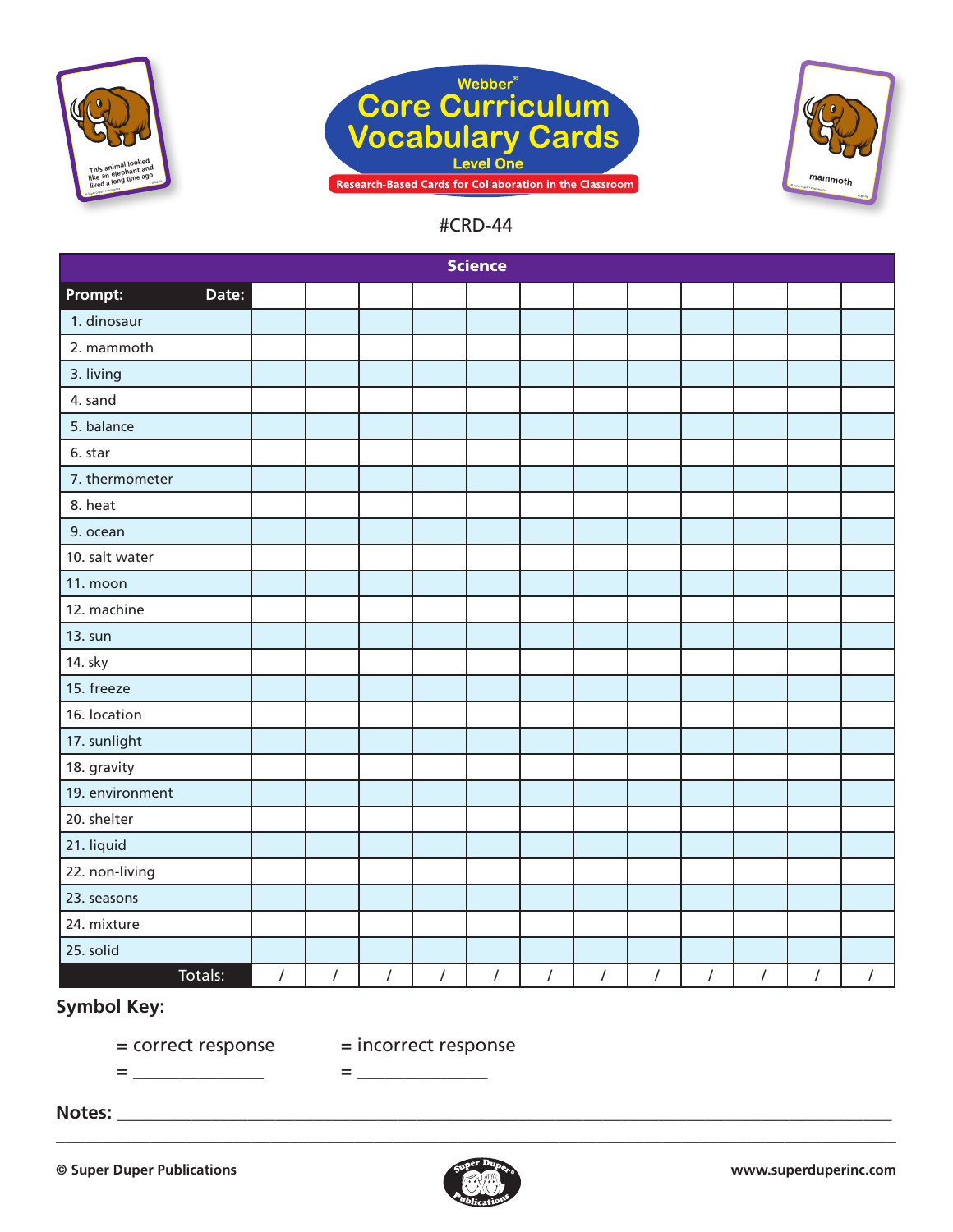Webber®

# Core Curriculum Vocabulary Cards

Level One

Research-Based Cards for Collaboration in the Classroom

#CRD-44

| Science | | | | | | | | | | | | |
|---|---|---|---|---|---|---|---|---|---|---|---|---|
| **Prompt: Date:** | | | | | | | | | | | | |
| 1. dinosaur | | | | | | | | | | | | |
| 2. mammoth | | | | | | | | | | | | |
| 3. living | | | | | | | | | | | | |
| 4. sand | | | | | | | | | | | | |
| 5. balance | | | | | | | | | | | | |
| 6. star | | | | | | | | | | | | |
| 7. thermometer | | | | | | | | | | | | |
| 8. heat | | | | | | | | | | | | |
| 9. ocean | | | | | | | | | | | | |
| 10. salt water | | | | | | | | | | | | |
| 11. moon | | | | | | | | | | | | |
| 12. machine | | | | | | | | | | | | |
| 13. sun | | | | | | | | | | | | |
| 14. sky | | | | | | | | | | | | |
| 15. freeze | | | | | | | | | | | | |
| 16. location | | | | | | | | | | | | |
| 17. sunlight | | | | | | | | | | | | |
| 18. gravity | | | | | | | | | | | | |
| 19. environment | | | | | | | | | | | | |
| 20. shelter | | | | | | | | | | | | |
| 21. liquid | | | | | | | | | | | | |
| 22. non-living | | | | | | | | | | | | |
| 23. seasons | | | | | | | | | | | | |
| 24. mixture | | | | | | | | | | | | |
| 25. solid | | | | | | | | | | | | |
| Totals: | / | / | / | / | / | / | / | / | / | / | / | / |

**Symbol Key:**

= correct response  = incorrect response

= _______________  = _______________

**Notes:** ____________________________________________________________________________

____________________________________________________________________________________

**© Super Duper Publications** **www.superduperinc.com**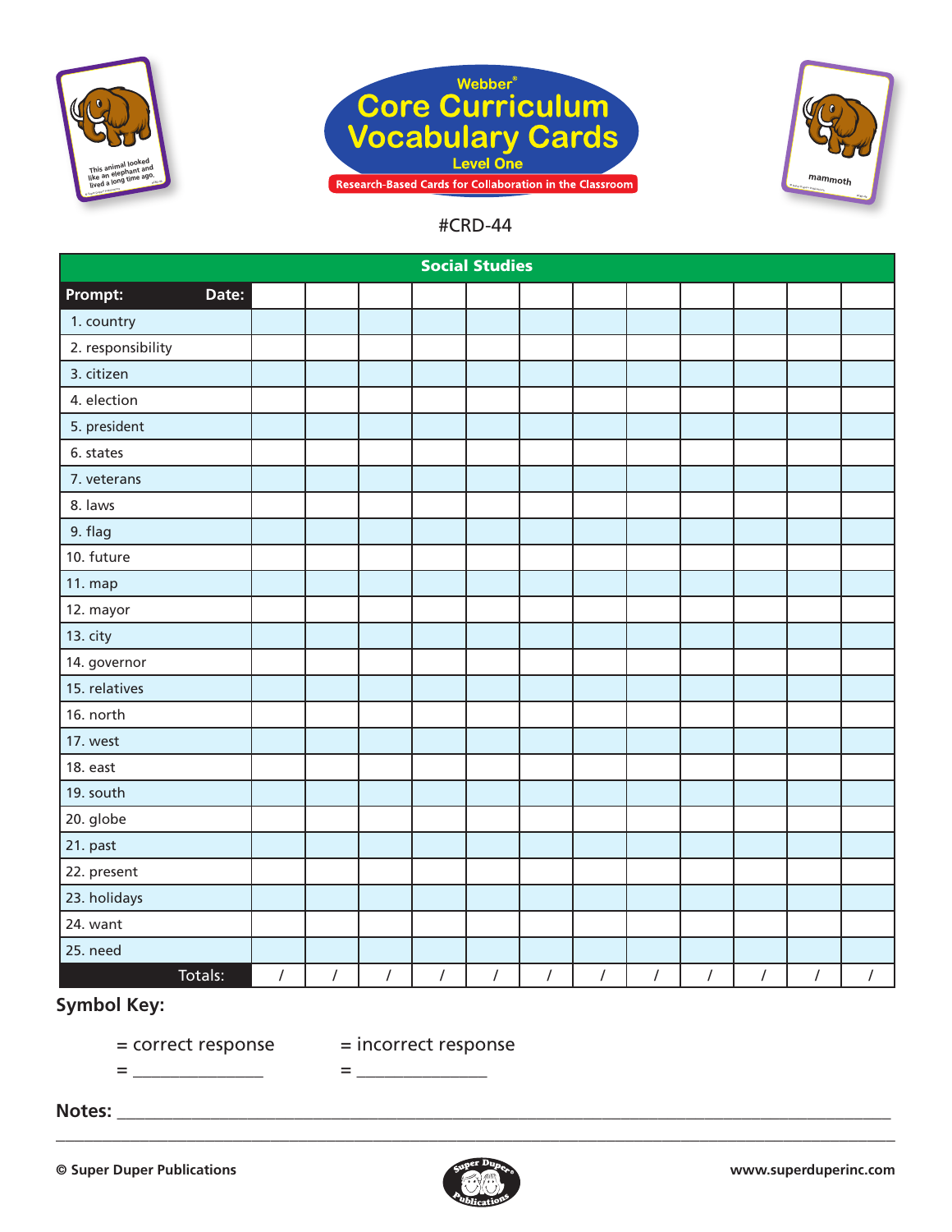Webber®

# Core Curriculum Vocabulary Cards

Level One

Research-Based Cards for Collaboration in the Classroom

#CRD-44

| Social Studies | | | | | | | | | | | | |
|---|---|---|---|---|---|---|---|---|---|---|---|---|
| **Prompt: Date:** | | | | | | | | | | | | |
| 1. country | | | | | | | | | | | | |
| 2. responsibility | | | | | | | | | | | | |
| 3. citizen | | | | | | | | | | | | |
| 4. election | | | | | | | | | | | | |
| 5. president | | | | | | | | | | | | |
| 6. states | | | | | | | | | | | | |
| 7. veterans | | | | | | | | | | | | |
| 8. laws | | | | | | | | | | | | |
| 9. flag | | | | | | | | | | | | |
| 10. future | | | | | | | | | | | | |
| 11. map | | | | | | | | | | | | |
| 12. mayor | | | | | | | | | | | | |
| 13. city | | | | | | | | | | | | |
| 14. governor | | | | | | | | | | | | |
| 15. relatives | | | | | | | | | | | | |
| 16. north | | | | | | | | | | | | |
| 17. west | | | | | | | | | | | | |
| 18. east | | | | | | | | | | | | |
| 19. south | | | | | | | | | | | | |
| 20. globe | | | | | | | | | | | | |
| 21. past | | | | | | | | | | | | |
| 22. present | | | | | | | | | | | | |
| 23. holidays | | | | | | | | | | | | |
| 24. want | | | | | | | | | | | | |
| 25. need | | | | | | | | | | | | |
| Totals: | / | / | / | / | / | / | / | / | / | / | / | / |

**Symbol Key:**

= correct response = incorrect response

= _______________ = _______________

**Notes:** ________________________________________________________________________________

________________________________________________________________________________________

© Super Duper Publications www.superduperinc.com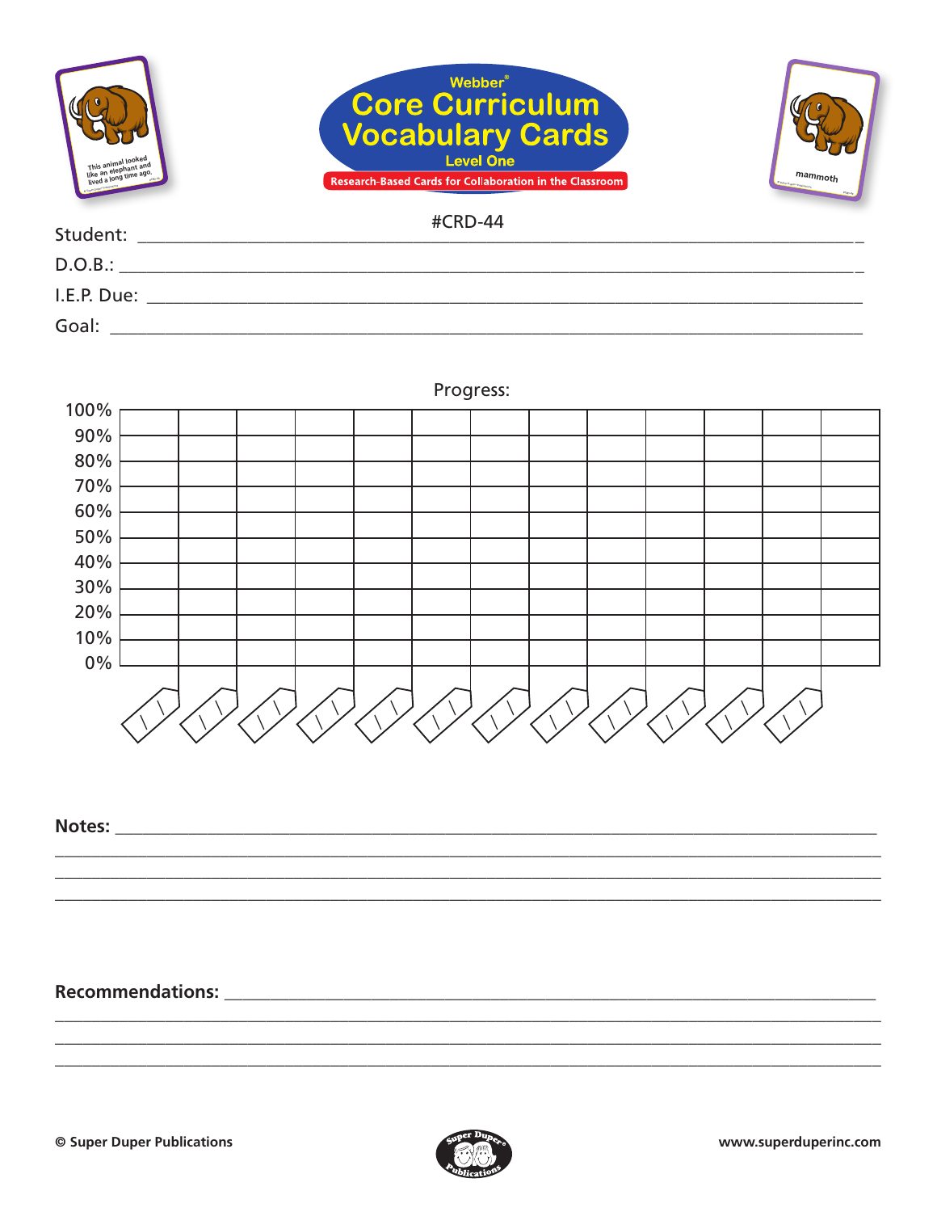Webber®

# Core Curriculum Vocabulary Cards

Level One

Research-Based Cards for Collaboration in the Classroom

#CRD-44

Student: ___________________________________________

D.O.B.: ___________________________________________

I.E.P. Due: ___________________________________________

Goal: ___________________________________________

Progress:

100%
90%
80%
70%
60%
50%
40%
30%
20%
10%
0%

**Notes:** ___________________________________________

___________________________________________

___________________________________________

___________________________________________

**Recommendations:** ___________________________________________

___________________________________________

___________________________________________

___________________________________________

**© Super Duper Publications**

**www.superduperinc.com**